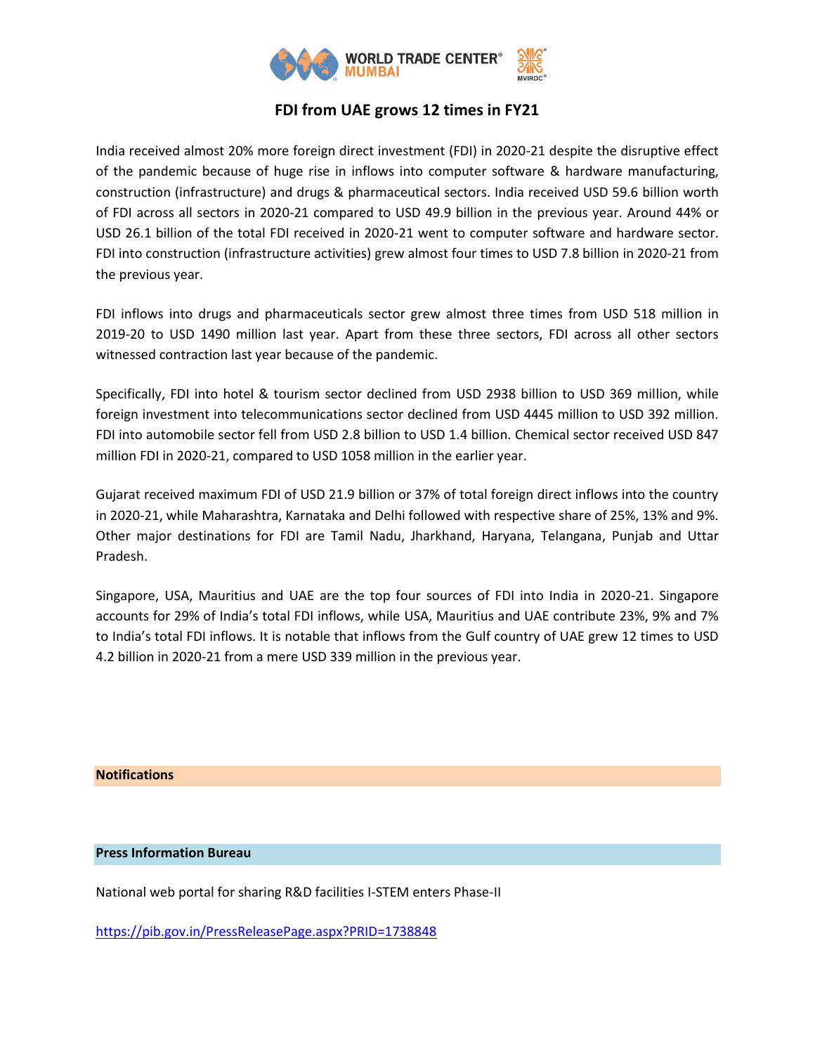# FDI from UAE grows 12 times in FY21

India received almost 20% more foreign direct investment (FDI) in 2020-21 despite the disruptive effect of the pandemic because of huge rise in inflows into computer software & hardware manufacturing, construction (infrastructure) and drugs & pharmaceutical sectors. India received USD 59.6 billion worth of FDI across all sectors in 2020-21 compared to USD 49.9 billion in the previous year. Around 44% or USD 26.1 billion of the total FDI received in 2020-21 went to computer software and hardware sector. FDI into construction (infrastructure activities) grew almost four times to USD 7.8 billion in 2020-21 from the previous year.

FDI inflows into drugs and pharmaceuticals sector grew almost three times from USD 518 million in 2019-20 to USD 1490 million last year. Apart from these three sectors, FDI across all other sectors witnessed contraction last year because of the pandemic.

Specifically, FDI into hotel & tourism sector declined from USD 2938 billion to USD 369 million, while foreign investment into telecommunications sector declined from USD 4445 million to USD 392 million. FDI into automobile sector fell from USD 2.8 billion to USD 1.4 billion. Chemical sector received USD 847 million FDI in 2020-21, compared to USD 1058 million in the earlier year.

Gujarat received maximum FDI of USD 21.9 billion or 37% of total foreign direct inflows into the country in 2020-21, while Maharashtra, Karnataka and Delhi followed with respective share of 25%, 13% and 9%. Other major destinations for FDI are Tamil Nadu, Jharkhand, Haryana, Telangana, Punjab and Uttar Pradesh.

Singapore, USA, Mauritius and UAE are the top four sources of FDI into India in 2020-21. Singapore accounts for 29% of India's total FDI inflows, while USA, Mauritius and UAE contribute 23%, 9% and 7% to India's total FDI inflows. It is notable that inflows from the Gulf country of UAE grew 12 times to USD 4.2 billion in 2020-21 from a mere USD 339 million in the previous year.

## Notifications

### Press Information Bureau

National web portal for sharing R&D facilities I-STEM enters Phase-II

https://pib.gov.in/PressReleasePage.aspx?PRID=1738848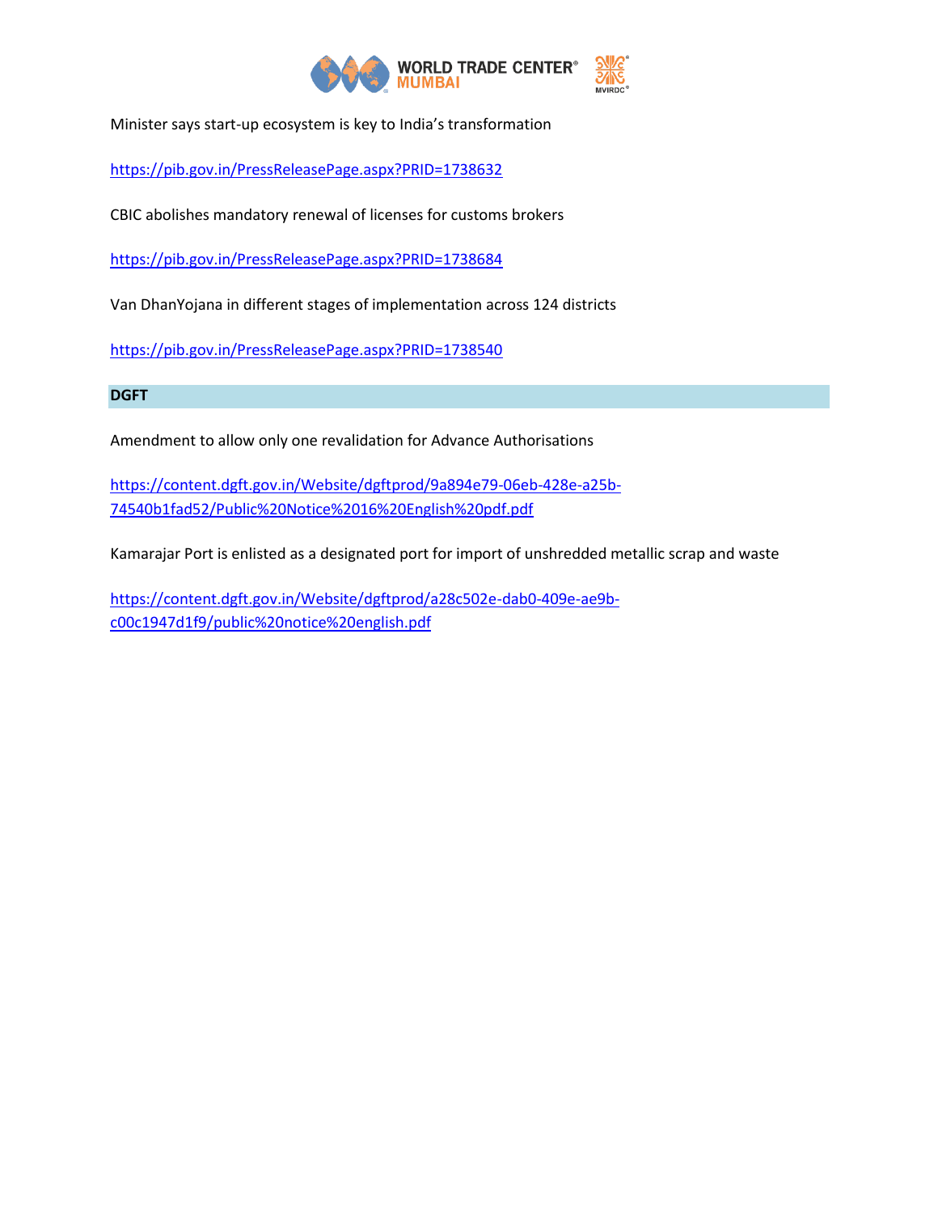Minister says start-up ecosystem is key to India's transformation

https://pib.gov.in/PressReleasePage.aspx?PRID=1738632

CBIC abolishes mandatory renewal of licenses for customs brokers

https://pib.gov.in/PressReleasePage.aspx?PRID=1738684

Van DhanYojana in different stages of implementation across 124 districts

https://pib.gov.in/PressReleasePage.aspx?PRID=1738540

## DGFT

Amendment to allow only one revalidation for Advance Authorisations

https://content.dgft.gov.in/Website/dgftprod/9a894e79-06eb-428e-a25b-74540b1fad52/Public%20Notice%2016%20English%20pdf.pdf

Kamarajar Port is enlisted as a designated port for import of unshredded metallic scrap and waste

https://content.dgft.gov.in/Website/dgftprod/a28c502e-dab0-409e-ae9b-c00c1947d1f9/public%20notice%20english.pdf